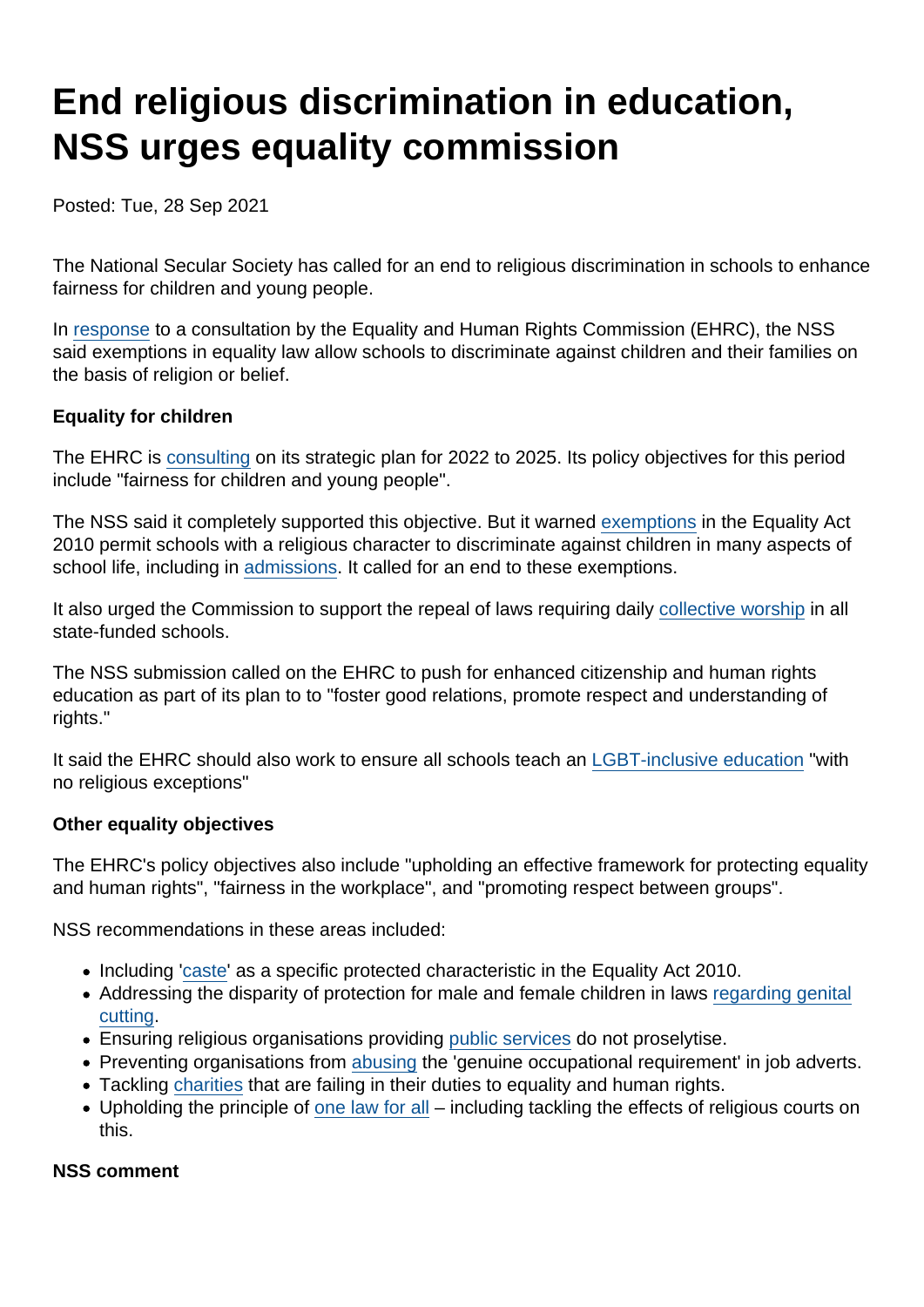# End religious discrimination in education, NSS urges equality commission

Posted: Tue, 28 Sep 2021

The National Secular Society has called for an end to religious discrimination in schools to enhance fairness for children and young people.

In response to a consultation by the Equality and Human Rights Commission (EHRC), the NSS said exemptions in equality law allow schools to discriminate against children and their families on the basis of religion or belief.

**Equality for children**

The EHRC is consulting on its strategic plan for 2022 to 2025. Its policy objectives for this period include "fairness for children and young people".

The NSS said it completely supported this objective. But it warned exemptions in the Equality Act 2010 permit schools with a religious character to discriminate against children in many aspects of school life, including in admissions. It called for an end to these exemptions.

It also urged the Commission to support the repeal of laws requiring daily collective worship in all state-funded schools.

The NSS submission called on the EHRC to push for enhanced citizenship and human rights education as part of its plan to to "foster good relations, promote respect and understanding of rights."

It said the EHRC should also work to ensure all schools teach an LGBT-inclusive education "with no religious exceptions"

**Other equality objectives**

The EHRC's policy objectives also include "upholding an effective framework for protecting equality and human rights", "fairness in the workplace", and "promoting respect between groups".

NSS recommendations in these areas included:

- Including 'caste' as a specific protected characteristic in the Equality Act 2010.
- Addressing the disparity of protection for male and female children in laws regarding genital cutting.
- Ensuring religious organisations providing public services do not proselytise.
- Preventing organisations from abusing the 'genuine occupational requirement' in job adverts.
- Tackling charities that are failing in their duties to equality and human rights.
- Upholding the principle of one law for all – including tackling the effects of religious courts on this.

**NSS comment**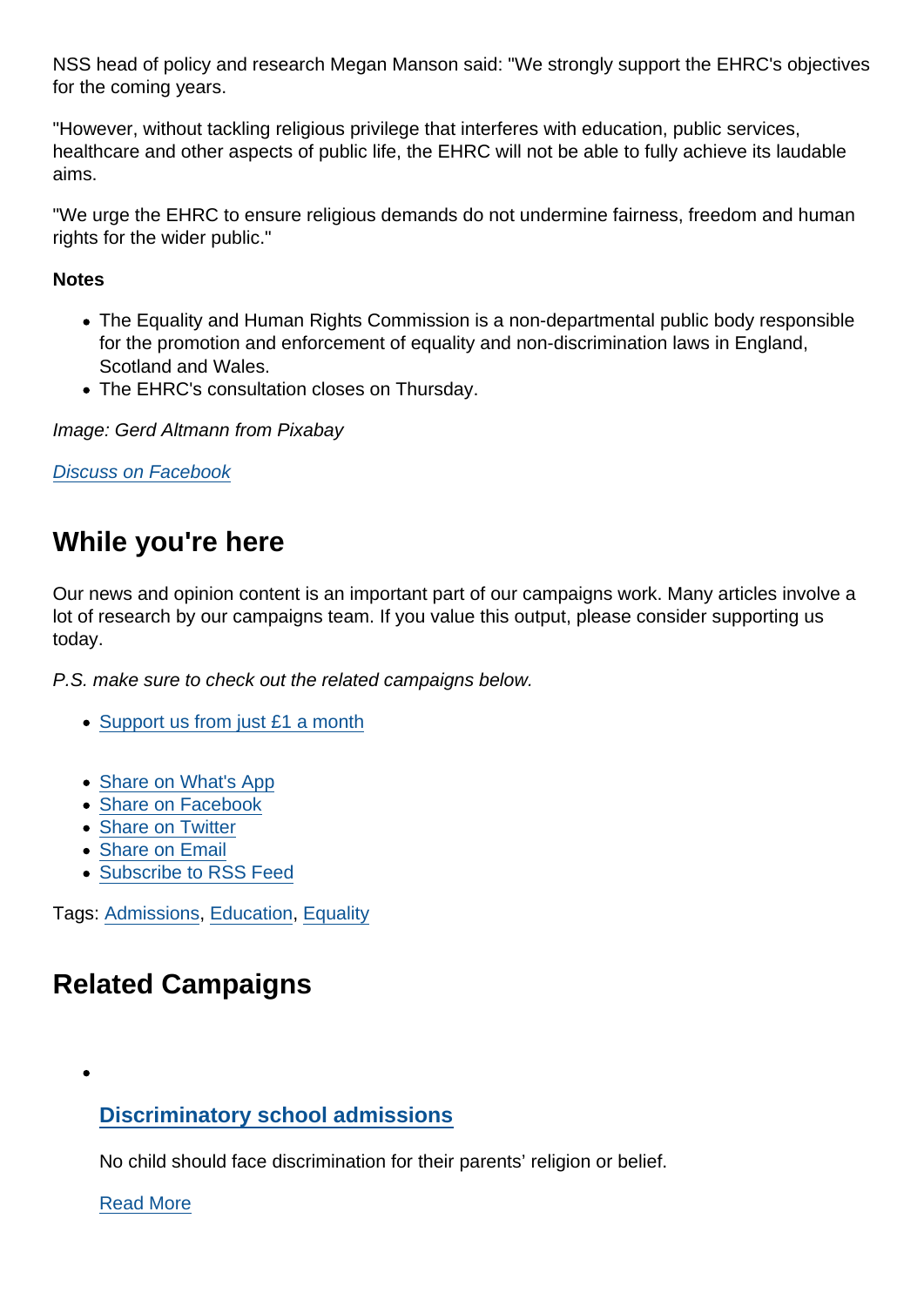NSS head of policy and research Megan Manson said: "We strongly support the EHRC's objectives for the coming years.

"However, without tackling religious privilege that interferes with education, public services, healthcare and other aspects of public life, the EHRC will not be able to fully achieve its laudable aims.

"We urge the EHRC to ensure religious demands do not undermine fairness, freedom and human rights for the wider public."

**Notes**

- The Equality and Human Rights Commission is a non-departmental public body responsible for the promotion and enforcement of equality and non-discrimination laws in England, Scotland and Wales.
- The EHRC's consultation closes on Thursday.

*Image: Gerd Altmann from Pixabay*

Discuss on Facebook

## While you're here

Our news and opinion content is an important part of our campaigns work. Many articles involve a lot of research by our campaigns team. If you value this output, please consider supporting us today.

*P.S. make sure to check out the related campaigns below.*

- Support us from just £1 a month

- Share on What's App
- Share on Facebook
- Share on Twitter
- Share on Email
- Subscribe to RSS Feed

Tags: Admissions, Education, Equality

## Related Campaigns

- **Discriminatory school admissions**

  No child should face discrimination for their parents' religion or belief.

  Read More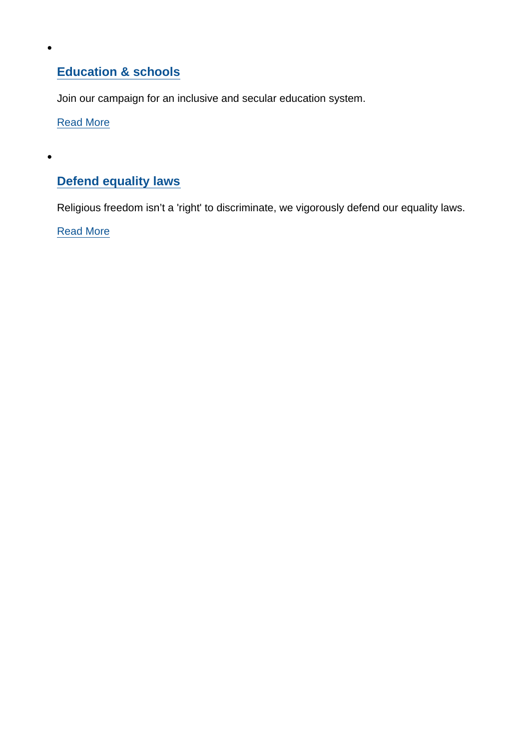- ### Education & schools

  Join our campaign for an inclusive and secular education system.

  Read More

- ### Defend equality laws

  Religious freedom isn't a 'right' to discriminate, we vigorously defend our equality laws.

  Read More